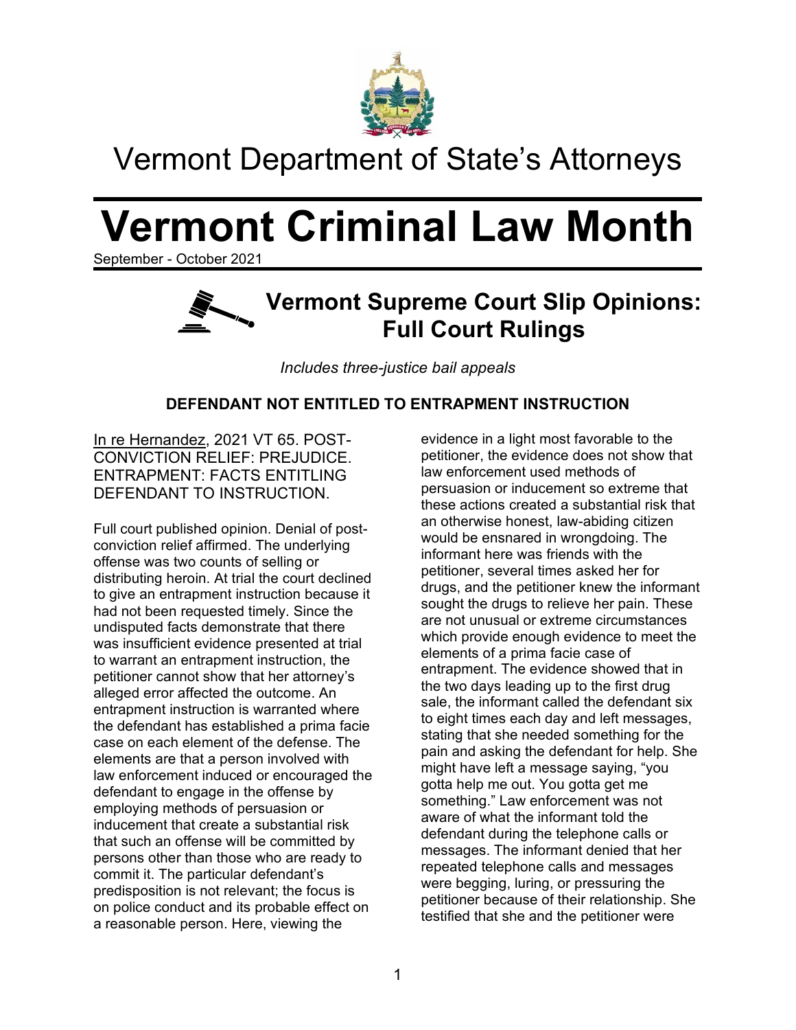# Vermont Department of State's Attorneys

# Vermont Criminal Law Month

September - October 2021

## Vermont Supreme Court Slip Opinions: Full Court Rulings

*Includes three-justice bail appeals*

### DEFENDANT NOT ENTITLED TO ENTRAPMENT INSTRUCTION

In re Hernandez, 2021 VT 65. POST-CONVICTION RELIEF: PREJUDICE. ENTRAPMENT: FACTS ENTITLING DEFENDANT TO INSTRUCTION.

Full court published opinion. Denial of post-conviction relief affirmed. The underlying offense was two counts of selling or distributing heroin. At trial the court declined to give an entrapment instruction because it had not been requested timely. Since the undisputed facts demonstrate that there was insufficient evidence presented at trial to warrant an entrapment instruction, the petitioner cannot show that her attorney's alleged error affected the outcome. An entrapment instruction is warranted where the defendant has established a prima facie case on each element of the defense. The elements are that a person involved with law enforcement induced or encouraged the defendant to engage in the offense by employing methods of persuasion or inducement that create a substantial risk that such an offense will be committed by persons other than those who are ready to commit it. The particular defendant's predisposition is not relevant; the focus is on police conduct and its probable effect on a reasonable person. Here, viewing the evidence in a light most favorable to the petitioner, the evidence does not show that law enforcement used methods of persuasion or inducement so extreme that these actions created a substantial risk that an otherwise honest, law-abiding citizen would be ensnared in wrongdoing. The informant here was friends with the petitioner, several times asked her for drugs, and the petitioner knew the informant sought the drugs to relieve her pain. These are not unusual or extreme circumstances which provide enough evidence to meet the elements of a prima facie case of entrapment. The evidence showed that in the two days leading up to the first drug sale, the informant called the defendant six to eight times each day and left messages, stating that she needed something for the pain and asking the defendant for help. She might have left a message saying, "you gotta help me out. You gotta get me something." Law enforcement was not aware of what the informant told the defendant during the telephone calls or messages. The informant denied that her repeated telephone calls and messages were begging, luring, or pressuring the petitioner because of their relationship. She testified that she and the petitioner were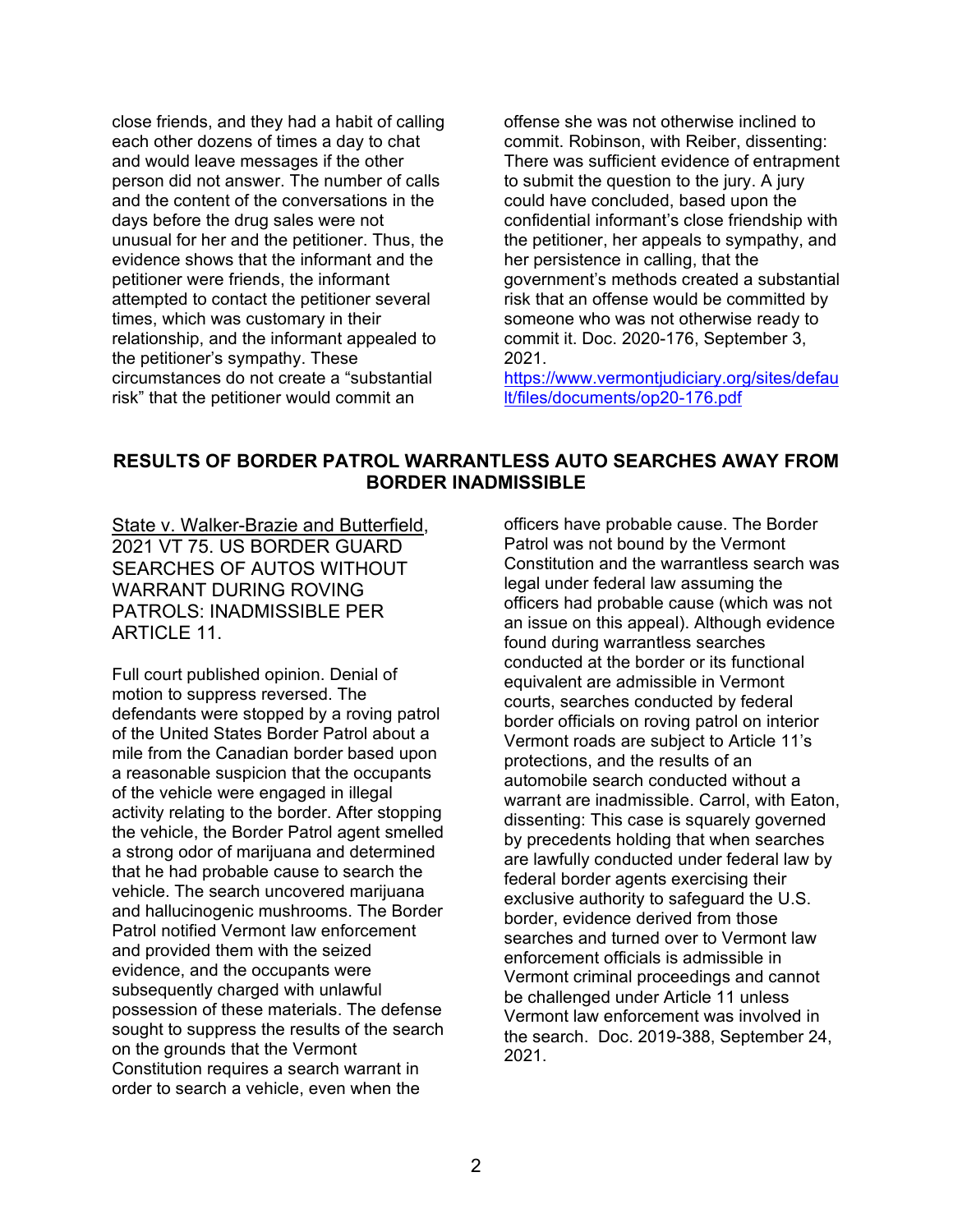close friends, and they had a habit of calling each other dozens of times a day to chat and would leave messages if the other person did not answer. The number of calls and the content of the conversations in the days before the drug sales were not unusual for her and the petitioner. Thus, the evidence shows that the informant and the petitioner were friends, the informant attempted to contact the petitioner several times, which was customary in their relationship, and the informant appealed to the petitioner's sympathy. These circumstances do not create a "substantial risk" that the petitioner would commit an offense she was not otherwise inclined to commit. Robinson, with Reiber, dissenting: There was sufficient evidence of entrapment to submit the question to the jury. A jury could have concluded, based upon the confidential informant's close friendship with the petitioner, her appeals to sympathy, and her persistence in calling, that the government's methods created a substantial risk that an offense would be committed by someone who was not otherwise ready to commit it. Doc. 2020-176, September 3, 2021.
https://www.vermontjudiciary.org/sites/default/files/documents/op20-176.pdf

## RESULTS OF BORDER PATROL WARRANTLESS AUTO SEARCHES AWAY FROM BORDER INADMISSIBLE

State v. Walker-Brazie and Butterfield, 2021 VT 75. US BORDER GUARD SEARCHES OF AUTOS WITHOUT WARRANT DURING ROVING PATROLS: INADMISSIBLE PER ARTICLE 11.

Full court published opinion. Denial of motion to suppress reversed. The defendants were stopped by a roving patrol of the United States Border Patrol about a mile from the Canadian border based upon a reasonable suspicion that the occupants of the vehicle were engaged in illegal activity relating to the border. After stopping the vehicle, the Border Patrol agent smelled a strong odor of marijuana and determined that he had probable cause to search the vehicle. The search uncovered marijuana and hallucinogenic mushrooms. The Border Patrol notified Vermont law enforcement and provided them with the seized evidence, and the occupants were subsequently charged with unlawful possession of these materials. The defense sought to suppress the results of the search on the grounds that the Vermont Constitution requires a search warrant in order to search a vehicle, even when the officers have probable cause. The Border Patrol was not bound by the Vermont Constitution and the warrantless search was legal under federal law assuming the officers had probable cause (which was not an issue on this appeal). Although evidence found during warrantless searches conducted at the border or its functional equivalent are admissible in Vermont courts, searches conducted by federal border officials on roving patrol on interior Vermont roads are subject to Article 11's protections, and the results of an automobile search conducted without a warrant are inadmissible. Carrol, with Eaton, dissenting: This case is squarely governed by precedents holding that when searches are lawfully conducted under federal law by federal border agents exercising their exclusive authority to safeguard the U.S. border, evidence derived from those searches and turned over to Vermont law enforcement officials is admissible in Vermont criminal proceedings and cannot be challenged under Article 11 unless Vermont law enforcement was involved in the search. Doc. 2019-388, September 24, 2021.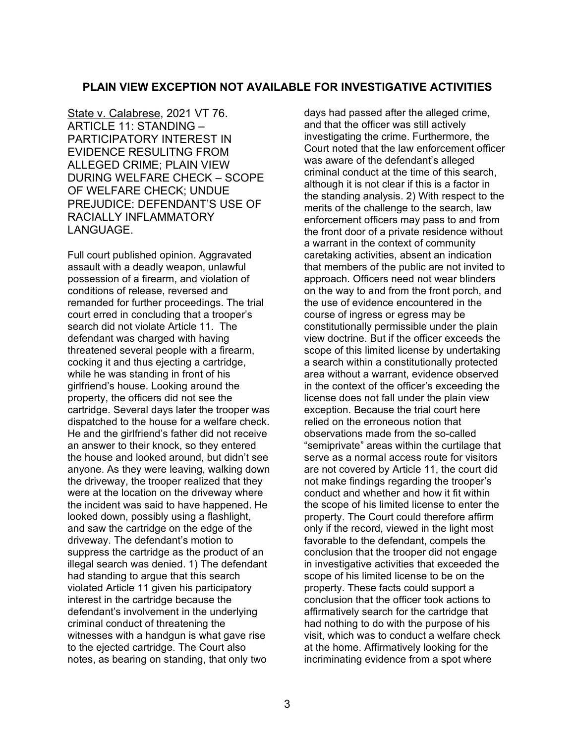## PLAIN VIEW EXCEPTION NOT AVAILABLE FOR INVESTIGATIVE ACTIVITIES

State v. Calabrese, 2021 VT 76. ARTICLE 11: STANDING – PARTICIPATORY INTEREST IN EVIDENCE RESULITNG FROM ALLEGED CRIME; PLAIN VIEW DURING WELFARE CHECK – SCOPE OF WELFARE CHECK; UNDUE PREJUDICE: DEFENDANT'S USE OF RACIALLY INFLAMMATORY LANGUAGE.

Full court published opinion. Aggravated assault with a deadly weapon, unlawful possession of a firearm, and violation of conditions of release, reversed and remanded for further proceedings. The trial court erred in concluding that a trooper's search did not violate Article 11. The defendant was charged with having threatened several people with a firearm, cocking it and thus ejecting a cartridge, while he was standing in front of his girlfriend's house. Looking around the property, the officers did not see the cartridge. Several days later the trooper was dispatched to the house for a welfare check. He and the girlfriend's father did not receive an answer to their knock, so they entered the house and looked around, but didn't see anyone. As they were leaving, walking down the driveway, the trooper realized that they were at the location on the driveway where the incident was said to have happened. He looked down, possibly using a flashlight, and saw the cartridge on the edge of the driveway. The defendant's motion to suppress the cartridge as the product of an illegal search was denied. 1) The defendant had standing to argue that this search violated Article 11 given his participatory interest in the cartridge because the defendant's involvement in the underlying criminal conduct of threatening the witnesses with a handgun is what gave rise to the ejected cartridge. The Court also notes, as bearing on standing, that only two days had passed after the alleged crime, and that the officer was still actively investigating the crime. Furthermore, the Court noted that the law enforcement officer was aware of the defendant's alleged criminal conduct at the time of this search, although it is not clear if this is a factor in the standing analysis. 2) With respect to the merits of the challenge to the search, law enforcement officers may pass to and from the front door of a private residence without a warrant in the context of community caretaking activities, absent an indication that members of the public are not invited to approach. Officers need not wear blinders on the way to and from the front porch, and the use of evidence encountered in the course of ingress or egress may be constitutionally permissible under the plain view doctrine. But if the officer exceeds the scope of this limited license by undertaking a search within a constitutionally protected area without a warrant, evidence observed in the context of the officer's exceeding the license does not fall under the plain view exception. Because the trial court here relied on the erroneous notion that observations made from the so-called "semiprivate" areas within the curtilage that serve as a normal access route for visitors are not covered by Article 11, the court did not make findings regarding the trooper's conduct and whether and how it fit within the scope of his limited license to enter the property. The Court could therefore affirm only if the record, viewed in the light most favorable to the defendant, compels the conclusion that the trooper did not engage in investigative activities that exceeded the scope of his limited license to be on the property. These facts could support a conclusion that the officer took actions to affirmatively search for the cartridge that had nothing to do with the purpose of his visit, which was to conduct a welfare check at the home. Affirmatively looking for the incriminating evidence from a spot where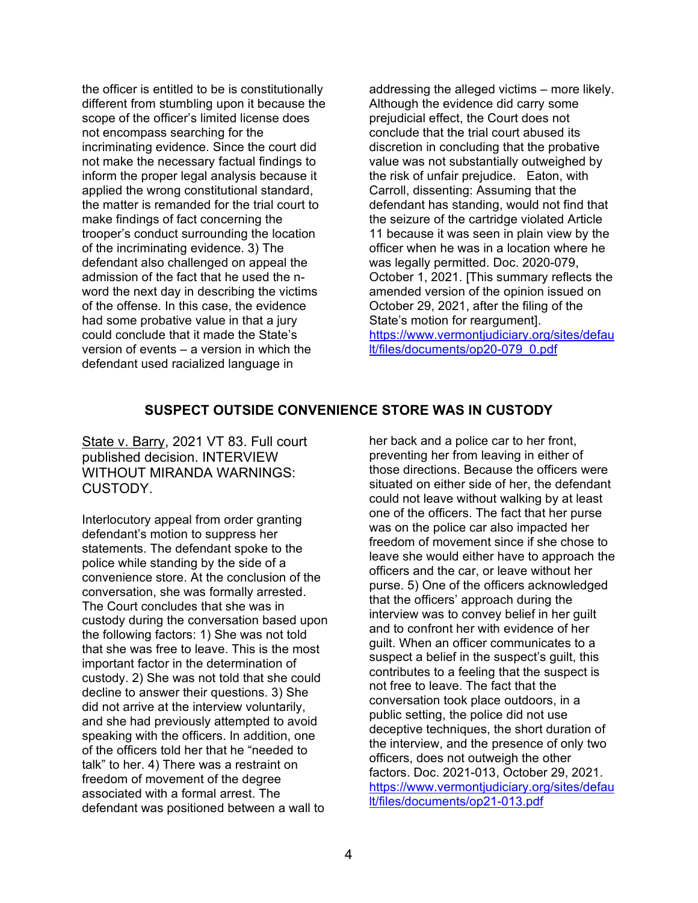the officer is entitled to be is constitutionally different from stumbling upon it because the scope of the officer's limited license does not encompass searching for the incriminating evidence. Since the court did not make the necessary factual findings to inform the proper legal analysis because it applied the wrong constitutional standard, the matter is remanded for the trial court to make findings of fact concerning the trooper's conduct surrounding the location of the incriminating evidence. 3) The defendant also challenged on appeal the admission of the fact that he used the n-word the next day in describing the victims of the offense. In this case, the evidence had some probative value in that a jury could conclude that it made the State's version of events – a version in which the defendant used racialized language in addressing the alleged victims – more likely. Although the evidence did carry some prejudicial effect, the Court does not conclude that the trial court abused its discretion in concluding that the probative value was not substantially outweighed by the risk of unfair prejudice. Eaton, with Carroll, dissenting: Assuming that the defendant has standing, would not find that the seizure of the cartridge violated Article 11 because it was seen in plain view by the officer when he was in a location where he was legally permitted. Doc. 2020-079, October 1, 2021. [This summary reflects the amended version of the opinion issued on October 29, 2021, after the filing of the State's motion for reargument]. https://www.vermontjudiciary.org/sites/default/files/documents/op20-079_0.pdf

## SUSPECT OUTSIDE CONVENIENCE STORE WAS IN CUSTODY

State v. Barry, 2021 VT 83. Full court published decision. INTERVIEW WITHOUT MIRANDA WARNINGS: CUSTODY.

Interlocutory appeal from order granting defendant's motion to suppress her statements. The defendant spoke to the police while standing by the side of a convenience store. At the conclusion of the conversation, she was formally arrested. The Court concludes that she was in custody during the conversation based upon the following factors: 1) She was not told that she was free to leave. This is the most important factor in the determination of custody. 2) She was not told that she could decline to answer their questions. 3) She did not arrive at the interview voluntarily, and she had previously attempted to avoid speaking with the officers. In addition, one of the officers told her that he "needed to talk" to her. 4) There was a restraint on freedom of movement of the degree associated with a formal arrest. The defendant was positioned between a wall to her back and a police car to her front, preventing her from leaving in either of those directions. Because the officers were situated on either side of her, the defendant could not leave without walking by at least one of the officers. The fact that her purse was on the police car also impacted her freedom of movement since if she chose to leave she would either have to approach the officers and the car, or leave without her purse. 5) One of the officers acknowledged that the officers' approach during the interview was to convey belief in her guilt and to confront her with evidence of her guilt. When an officer communicates to a suspect a belief in the suspect's guilt, this contributes to a feeling that the suspect is not free to leave. The fact that the conversation took place outdoors, in a public setting, the police did not use deceptive techniques, the short duration of the interview, and the presence of only two officers, does not outweigh the other factors. Doc. 2021-013, October 29, 2021. https://www.vermontjudiciary.org/sites/default/files/documents/op21-013.pdf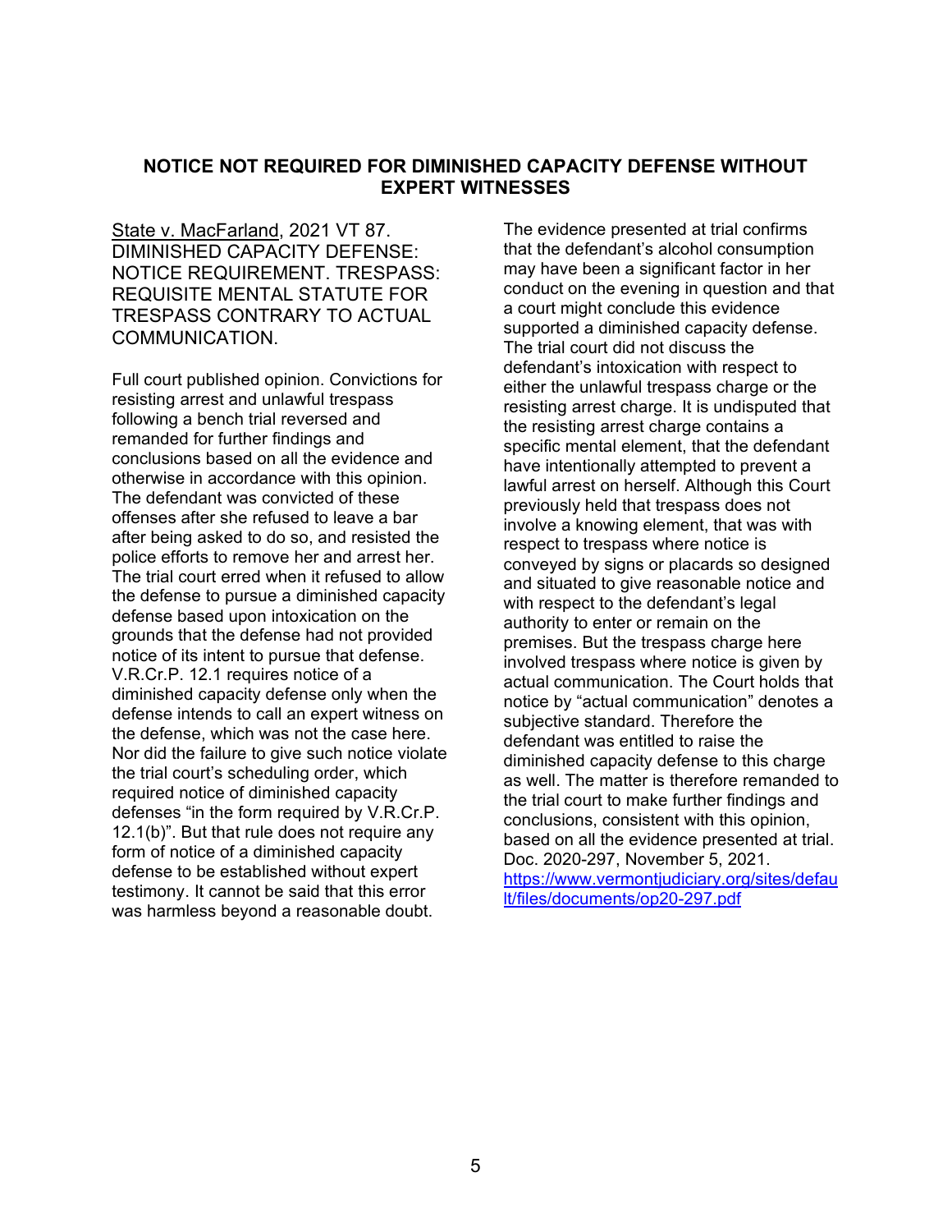## NOTICE NOT REQUIRED FOR DIMINISHED CAPACITY DEFENSE WITHOUT EXPERT WITNESSES

State v. MacFarland, 2021 VT 87. DIMINISHED CAPACITY DEFENSE: NOTICE REQUIREMENT. TRESPASS: REQUISITE MENTAL STATUTE FOR TRESPASS CONTRARY TO ACTUAL COMMUNICATION.

Full court published opinion. Convictions for resisting arrest and unlawful trespass following a bench trial reversed and remanded for further findings and conclusions based on all the evidence and otherwise in accordance with this opinion. The defendant was convicted of these offenses after she refused to leave a bar after being asked to do so, and resisted the police efforts to remove her and arrest her. The trial court erred when it refused to allow the defense to pursue a diminished capacity defense based upon intoxication on the grounds that the defense had not provided notice of its intent to pursue that defense. V.R.Cr.P. 12.1 requires notice of a diminished capacity defense only when the defense intends to call an expert witness on the defense, which was not the case here. Nor did the failure to give such notice violate the trial court's scheduling order, which required notice of diminished capacity defenses "in the form required by V.R.Cr.P. 12.1(b)". But that rule does not require any form of notice of a diminished capacity defense to be established without expert testimony. It cannot be said that this error was harmless beyond a reasonable doubt. The evidence presented at trial confirms that the defendant's alcohol consumption may have been a significant factor in her conduct on the evening in question and that a court might conclude this evidence supported a diminished capacity defense. The trial court did not discuss the defendant's intoxication with respect to either the unlawful trespass charge or the resisting arrest charge. It is undisputed that the resisting arrest charge contains a specific mental element, that the defendant have intentionally attempted to prevent a lawful arrest on herself. Although this Court previously held that trespass does not involve a knowing element, that was with respect to trespass where notice is conveyed by signs or placards so designed and situated to give reasonable notice and with respect to the defendant's legal authority to enter or remain on the premises. But the trespass charge here involved trespass where notice is given by actual communication. The Court holds that notice by "actual communication" denotes a subjective standard. Therefore the defendant was entitled to raise the diminished capacity defense to this charge as well. The matter is therefore remanded to the trial court to make further findings and conclusions, consistent with this opinion, based on all the evidence presented at trial. Doc. 2020-297, November 5, 2021. https://www.vermontjudiciary.org/sites/default/files/documents/op20-297.pdf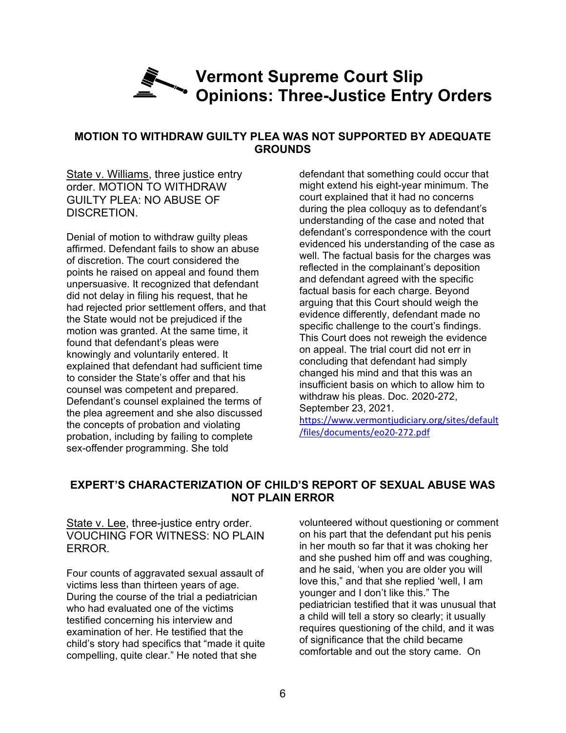# Vermont Supreme Court Slip Opinions: Three-Justice Entry Orders

## MOTION TO WITHDRAW GUILTY PLEA WAS NOT SUPPORTED BY ADEQUATE GROUNDS

State v. Williams, three justice entry order. MOTION TO WITHDRAW GUILTY PLEA: NO ABUSE OF DISCRETION.

Denial of motion to withdraw guilty pleas affirmed. Defendant fails to show an abuse of discretion. The court considered the points he raised on appeal and found them unpersuasive. It recognized that defendant did not delay in filing his request, that he had rejected prior settlement offers, and that the State would not be prejudiced if the motion was granted. At the same time, it found that defendant's pleas were knowingly and voluntarily entered. It explained that defendant had sufficient time to consider the State's offer and that his counsel was competent and prepared. Defendant's counsel explained the terms of the plea agreement and she also discussed the concepts of probation and violating probation, including by failing to complete sex-offender programming. She told defendant that something could occur that might extend his eight-year minimum. The court explained that it had no concerns during the plea colloquy as to defendant's understanding of the case and noted that defendant's correspondence with the court evidenced his understanding of the case as well. The factual basis for the charges was reflected in the complainant's deposition and defendant agreed with the specific factual basis for each charge. Beyond arguing that this Court should weigh the evidence differently, defendant made no specific challenge to the court's findings. This Court does not reweigh the evidence on appeal. The trial court did not err in concluding that defendant had simply changed his mind and that this was an insufficient basis on which to allow him to withdraw his pleas. Doc. 2020-272, September 23, 2021.
https://www.vermontjudiciary.org/sites/default/files/documents/eo20-272.pdf

## EXPERT'S CHARACTERIZATION OF CHILD'S REPORT OF SEXUAL ABUSE WAS NOT PLAIN ERROR

State v. Lee, three-justice entry order. VOUCHING FOR WITNESS: NO PLAIN ERROR.

Four counts of aggravated sexual assault of victims less than thirteen years of age. During the course of the trial a pediatrician who had evaluated one of the victims testified concerning his interview and examination of her. He testified that the child's story had specifics that "made it quite compelling, quite clear." He noted that she volunteered without questioning or comment on his part that the defendant put his penis in her mouth so far that it was choking her and she pushed him off and was coughing, and he said, 'when you are older you will love this," and that she replied 'well, I am younger and I don't like this." The pediatrician testified that it was unusual that a child will tell a story so clearly; it usually requires questioning of the child, and it was of significance that the child became comfortable and out the story came. On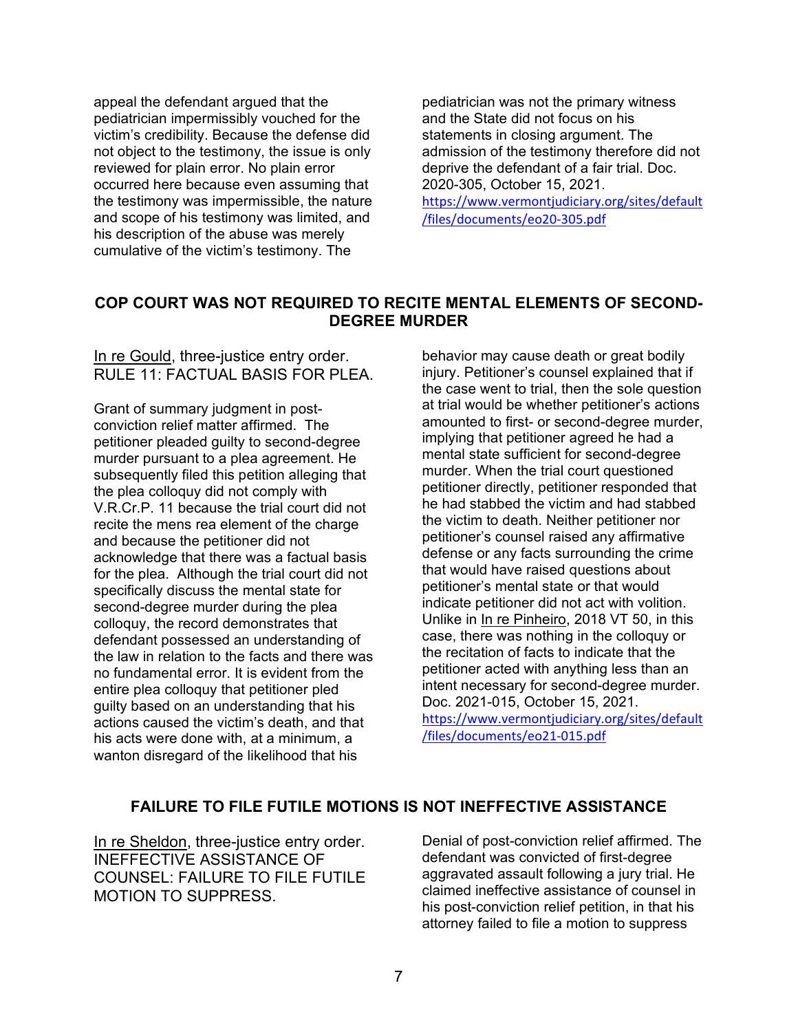appeal the defendant argued that the pediatrician impermissibly vouched for the victim's credibility. Because the defense did not object to the testimony, the issue is only reviewed for plain error. No plain error occurred here because even assuming that the testimony was impermissible, the nature and scope of his testimony was limited, and his description of the abuse was merely cumulative of the victim's testimony. The pediatrician was not the primary witness and the State did not focus on his statements in closing argument. The admission of the testimony therefore did not deprive the defendant of a fair trial. Doc. 2020-305, October 15, 2021. https://www.vermontjudiciary.org/sites/default/files/documents/eo20-305.pdf

## COP COURT WAS NOT REQUIRED TO RECITE MENTAL ELEMENTS OF SECOND-DEGREE MURDER

In re Gould, three-justice entry order. RULE 11: FACTUAL BASIS FOR PLEA.

Grant of summary judgment in post-conviction relief matter affirmed. The petitioner pleaded guilty to second-degree murder pursuant to a plea agreement. He subsequently filed this petition alleging that the plea colloquy did not comply with V.R.Cr.P. 11 because the trial court did not recite the mens rea element of the charge and because the petitioner did not acknowledge that there was a factual basis for the plea. Although the trial court did not specifically discuss the mental state for second-degree murder during the plea colloquy, the record demonstrates that defendant possessed an understanding of the law in relation to the facts and there was no fundamental error. It is evident from the entire plea colloquy that petitioner pled guilty based on an understanding that his actions caused the victim's death, and that his acts were done with, at a minimum, a wanton disregard of the likelihood that his behavior may cause death or great bodily injury. Petitioner's counsel explained that if the case went to trial, then the sole question at trial would be whether petitioner's actions amounted to first- or second-degree murder, implying that petitioner agreed he had a mental state sufficient for second-degree murder. When the trial court questioned petitioner directly, petitioner responded that he had stabbed the victim and had stabbed the victim to death. Neither petitioner nor petitioner's counsel raised any affirmative defense or any facts surrounding the crime that would have raised questions about petitioner's mental state or that would indicate petitioner did not act with volition. Unlike in In re Pinheiro, 2018 VT 50, in this case, there was nothing in the colloquy or the recitation of facts to indicate that the petitioner acted with anything less than an intent necessary for second-degree murder. Doc. 2021-015, October 15, 2021. https://www.vermontjudiciary.org/sites/default/files/documents/eo21-015.pdf

## FAILURE TO FILE FUTILE MOTIONS IS NOT INEFFECTIVE ASSISTANCE

In re Sheldon, three-justice entry order. INEFFECTIVE ASSISTANCE OF COUNSEL: FAILURE TO FILE FUTILE MOTION TO SUPPRESS.

Denial of post-conviction relief affirmed. The defendant was convicted of first-degree aggravated assault following a jury trial. He claimed ineffective assistance of counsel in his post-conviction relief petition, in that his attorney failed to file a motion to suppress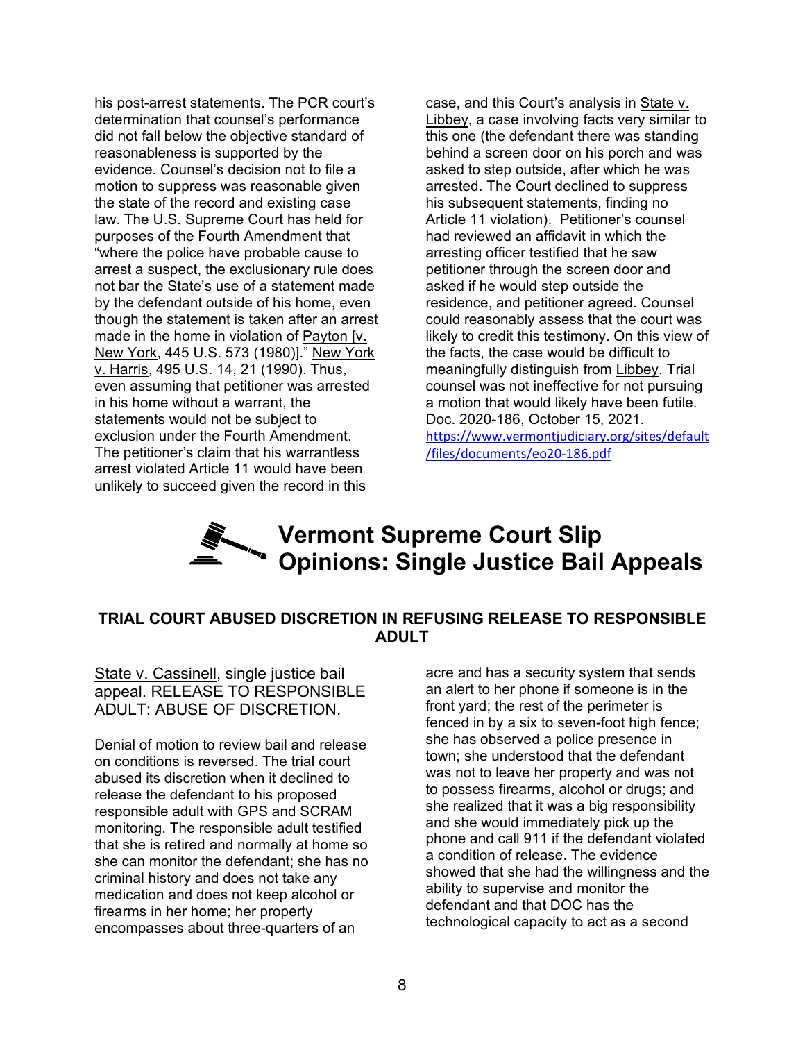his post-arrest statements. The PCR court's determination that counsel's performance did not fall below the objective standard of reasonableness is supported by the evidence. Counsel's decision not to file a motion to suppress was reasonable given the state of the record and existing case law. The U.S. Supreme Court has held for purposes of the Fourth Amendment that "where the police have probable cause to arrest a suspect, the exclusionary rule does not bar the State's use of a statement made by the defendant outside of his home, even though the statement is taken after an arrest made in the home in violation of Payton [v. New York, 445 U.S. 573 (1980)]." New York v. Harris, 495 U.S. 14, 21 (1990). Thus, even assuming that petitioner was arrested in his home without a warrant, the statements would not be subject to exclusion under the Fourth Amendment. The petitioner's claim that his warrantless arrest violated Article 11 would have been unlikely to succeed given the record in this case, and this Court's analysis in State v. Libbey, a case involving facts very similar to this one (the defendant there was standing behind a screen door on his porch and was asked to step outside, after which he was arrested. The Court declined to suppress his subsequent statements, finding no Article 11 violation). Petitioner's counsel had reviewed an affidavit in which the arresting officer testified that he saw petitioner through the screen door and asked if he would step outside the residence, and petitioner agreed. Counsel could reasonably assess that the court was likely to credit this testimony. On this view of the facts, the case would be difficult to meaningfully distinguish from Libbey. Trial counsel was not ineffective for not pursuing a motion that would likely have been futile. Doc. 2020-186, October 15, 2021. https://www.vermontjudiciary.org/sites/default/files/documents/eo20-186.pdf

# Vermont Supreme Court Slip Opinions: Single Justice Bail Appeals

## TRIAL COURT ABUSED DISCRETION IN REFUSING RELEASE TO RESPONSIBLE ADULT

State v. Cassinell, single justice bail appeal. RELEASE TO RESPONSIBLE ADULT: ABUSE OF DISCRETION.

Denial of motion to review bail and release on conditions is reversed. The trial court abused its discretion when it declined to release the defendant to his proposed responsible adult with GPS and SCRAM monitoring. The responsible adult testified that she is retired and normally at home so she can monitor the defendant; she has no criminal history and does not take any medication and does not keep alcohol or firearms in her home; her property encompasses about three-quarters of an acre and has a security system that sends an alert to her phone if someone is in the front yard; the rest of the perimeter is fenced in by a six to seven-foot high fence; she has observed a police presence in town; she understood that the defendant was not to leave her property and was not to possess firearms, alcohol or drugs; and she realized that it was a big responsibility and she would immediately pick up the phone and call 911 if the defendant violated a condition of release. The evidence showed that she had the willingness and the ability to supervise and monitor the defendant and that DOC has the technological capacity to act as a second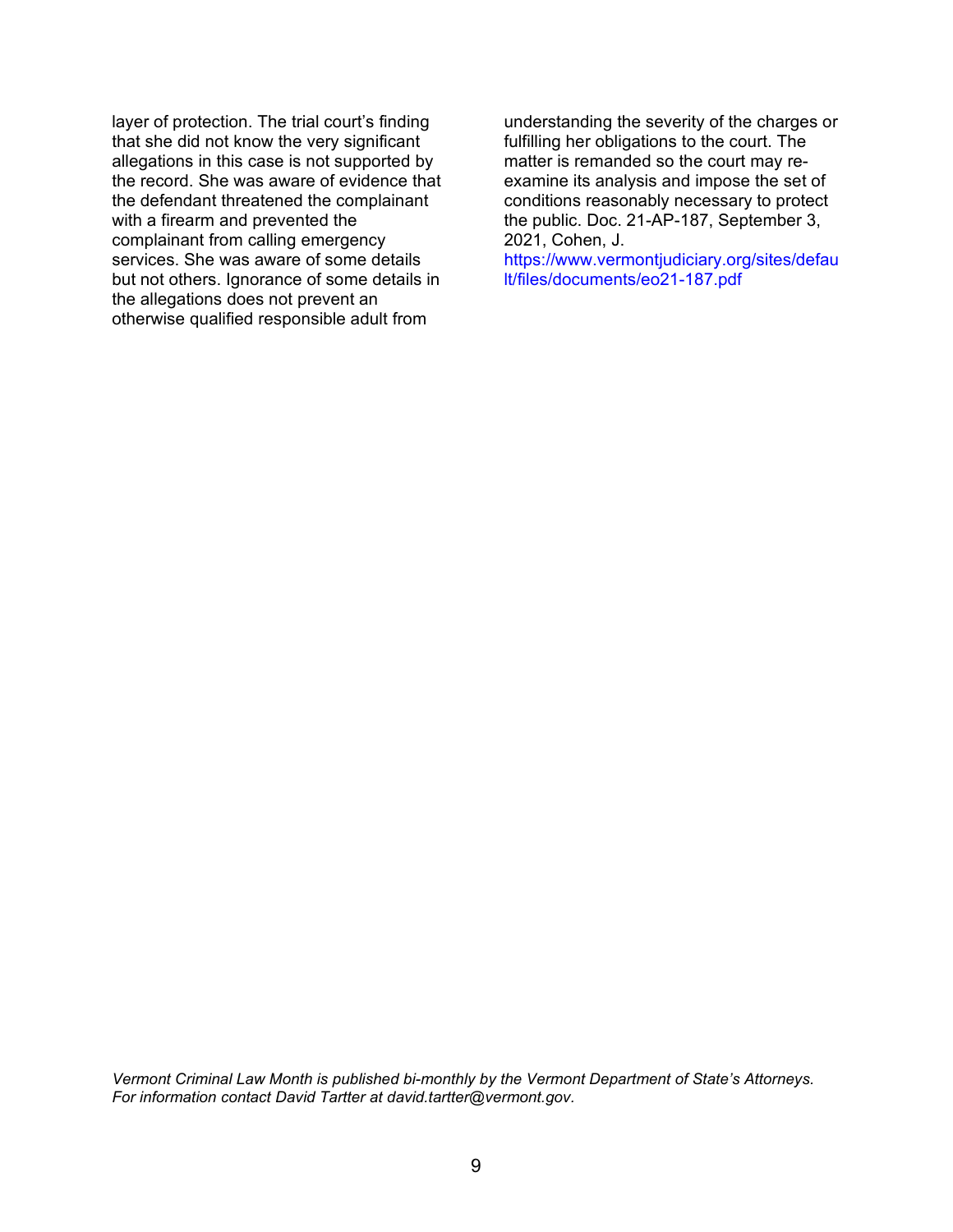layer of protection. The trial court's finding that she did not know the very significant allegations in this case is not supported by the record. She was aware of evidence that the defendant threatened the complainant with a firearm and prevented the complainant from calling emergency services. She was aware of some details but not others. Ignorance of some details in the allegations does not prevent an otherwise qualified responsible adult from understanding the severity of the charges or fulfilling her obligations to the court. The matter is remanded so the court may re-examine its analysis and impose the set of conditions reasonably necessary to protect the public. Doc. 21-AP-187, September 3, 2021, Cohen, J. https://www.vermontjudiciary.org/sites/default/files/documents/eo21-187.pdf

*Vermont Criminal Law Month is published bi-monthly by the Vermont Department of State's Attorneys. For information contact David Tartter at david.tartter@vermont.gov.*